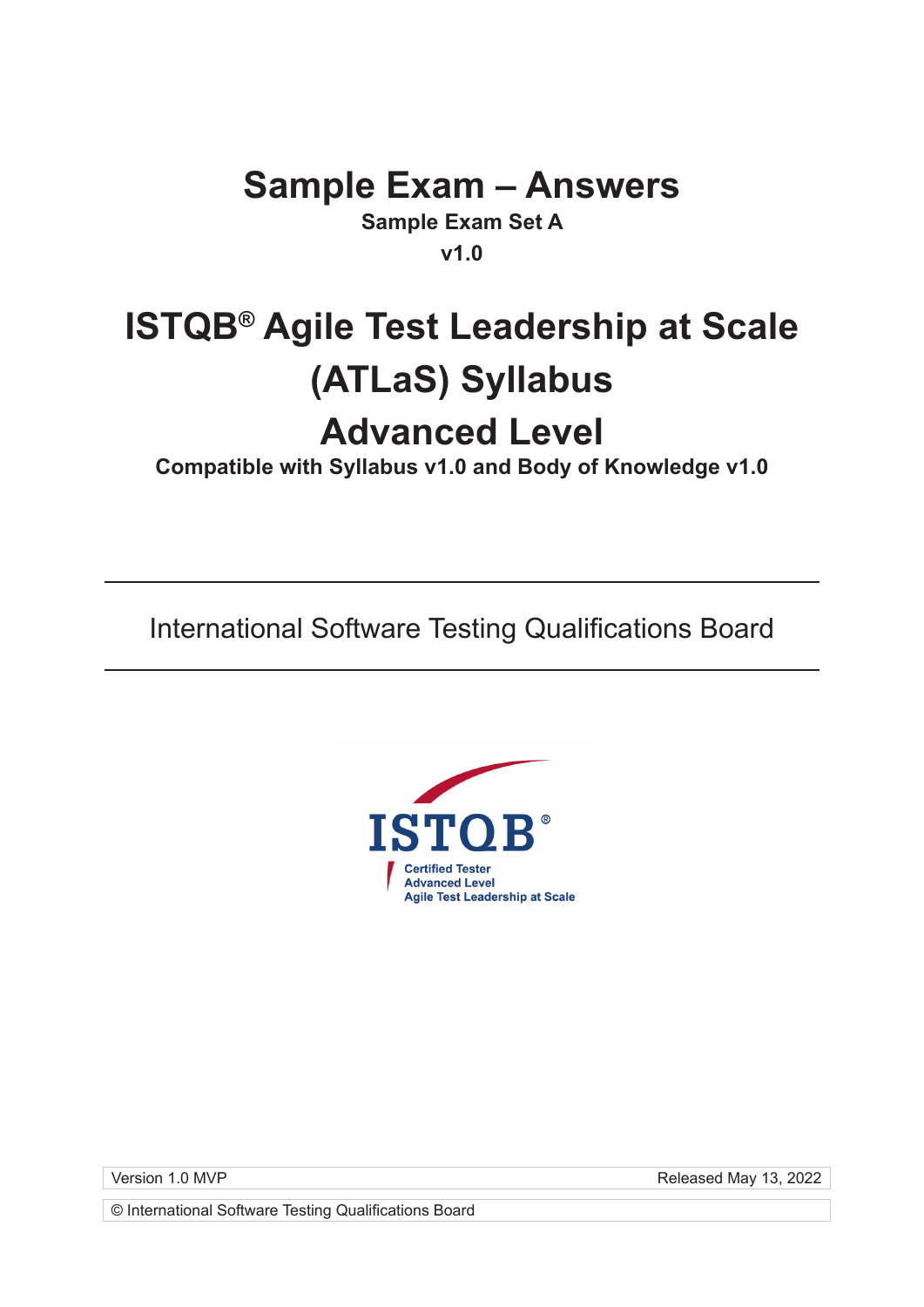# Sample Exam – Answers

**Sample Exam Set A**

**v1.0**

# ISTQB® Agile Test Leadership at Scale (ATLaS) Syllabus

# Advanced Level

**Compatible with Syllabus v1.0 and Body of Knowledge v1.0**

---

International Software Testing Qualifications Board

---

ISTQB®

Certified Tester
Advanced Level
Agile Test Leadership at Scale

| Version 1.0 MVP | Released May 13, 2022 |
| --- | --- |

© International Software Testing Qualifications Board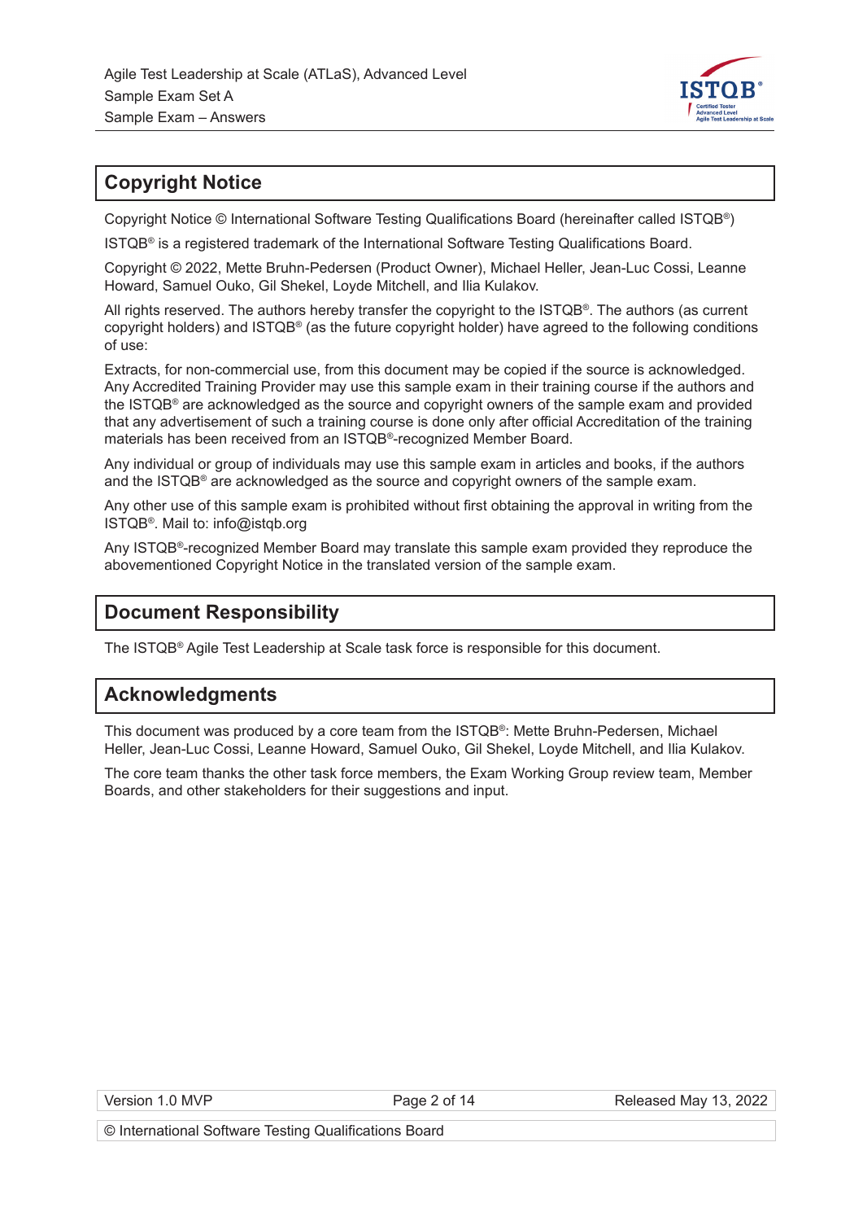## Copyright Notice

Copyright Notice © International Software Testing Qualifications Board (hereinafter called ISTQB®)

ISTQB® is a registered trademark of the International Software Testing Qualifications Board.

Copyright © 2022, Mette Bruhn-Pedersen (Product Owner), Michael Heller, Jean-Luc Cossi, Leanne Howard, Samuel Ouko, Gil Shekel, Loyde Mitchell, and Ilia Kulakov.

All rights reserved. The authors hereby transfer the copyright to the ISTQB®. The authors (as current copyright holders) and ISTQB® (as the future copyright holder) have agreed to the following conditions of use:

Extracts, for non-commercial use, from this document may be copied if the source is acknowledged. Any Accredited Training Provider may use this sample exam in their training course if the authors and the ISTQB® are acknowledged as the source and copyright owners of the sample exam and provided that any advertisement of such a training course is done only after official Accreditation of the training materials has been received from an ISTQB®-recognized Member Board.

Any individual or group of individuals may use this sample exam in articles and books, if the authors and the ISTQB® are acknowledged as the source and copyright owners of the sample exam.

Any other use of this sample exam is prohibited without first obtaining the approval in writing from the ISTQB®. Mail to: info@istqb.org

Any ISTQB®-recognized Member Board may translate this sample exam provided they reproduce the abovementioned Copyright Notice in the translated version of the sample exam.

## Document Responsibility

The ISTQB® Agile Test Leadership at Scale task force is responsible for this document.

## Acknowledgments

This document was produced by a core team from the ISTQB®: Mette Bruhn-Pedersen, Michael Heller, Jean-Luc Cossi, Leanne Howard, Samuel Ouko, Gil Shekel, Loyde Mitchell, and Ilia Kulakov.

The core team thanks the other task force members, the Exam Working Group review team, Member Boards, and other stakeholders for their suggestions and input.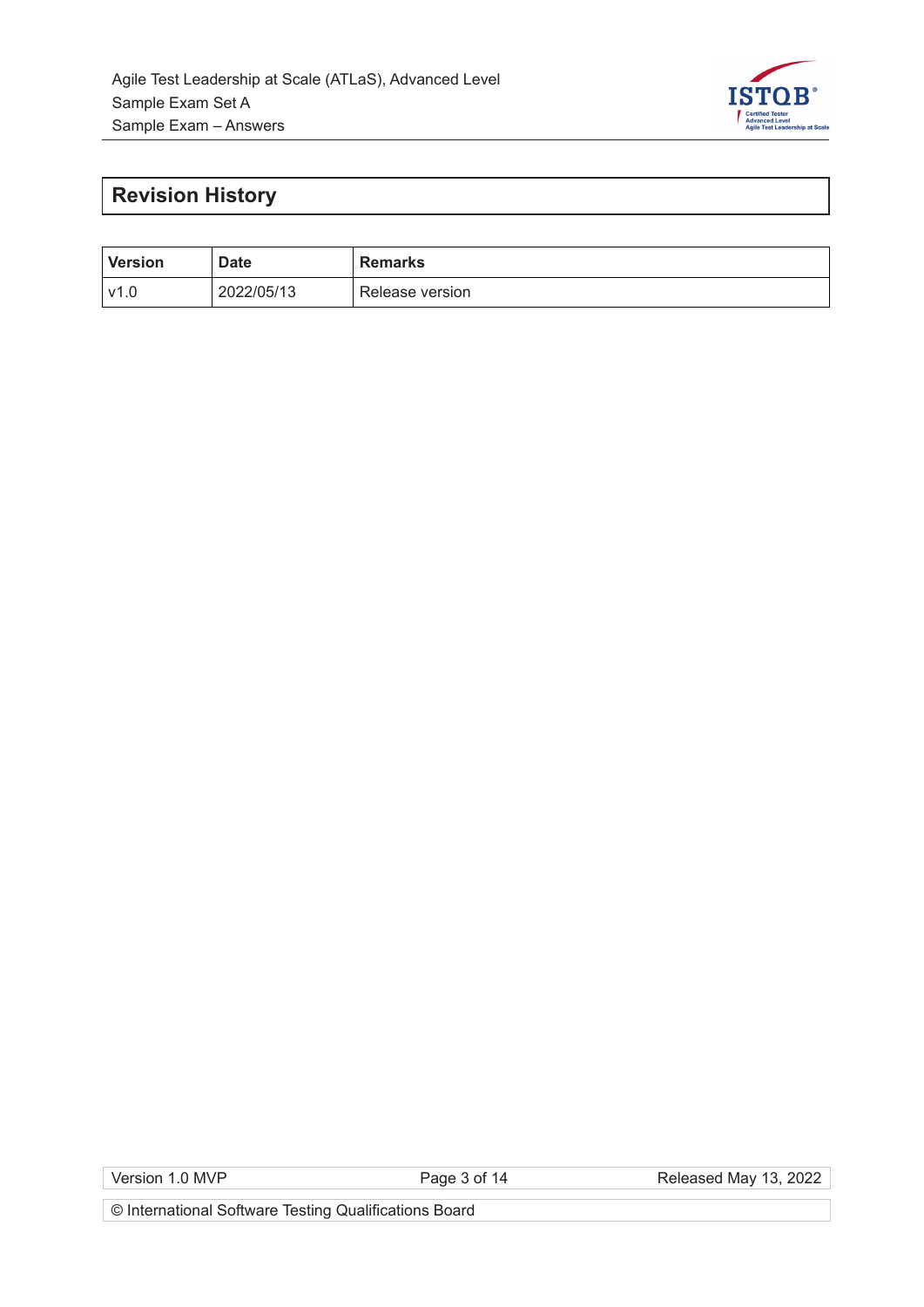## Revision History

| Version | Date | Remarks |
|---|---|---|
| v1.0 | 2022/05/13 | Release version |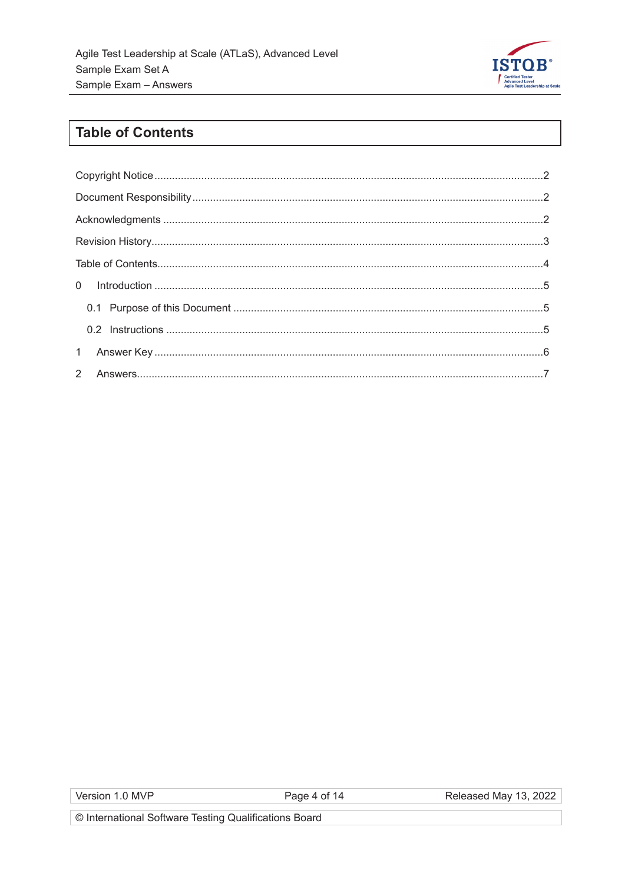# Table of Contents

Copyright Notice .......... 2

Document Responsibility .......... 2

Acknowledgments .......... 2

Revision History .......... 3

Table of Contents .......... 4

0 Introduction .......... 5

- 0.1 Purpose of this Document .......... 5
- 0.2 Instructions .......... 5

1 Answer Key .......... 6

2 Answers .......... 7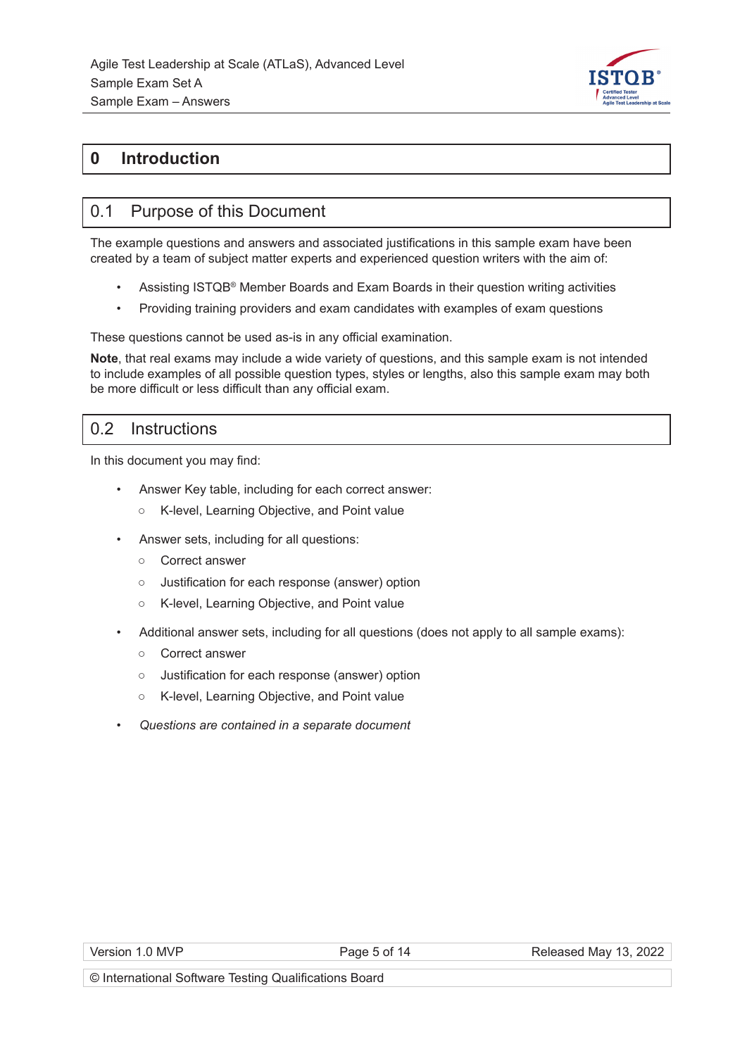# 0 Introduction

## 0.1 Purpose of this Document

The example questions and answers and associated justifications in this sample exam have been created by a team of subject matter experts and experienced question writers with the aim of:

- Assisting ISTQB® Member Boards and Exam Boards in their question writing activities
- Providing training providers and exam candidates with examples of exam questions

These questions cannot be used as-is in any official examination.

**Note**, that real exams may include a wide variety of questions, and this sample exam is not intended to include examples of all possible question types, styles or lengths, also this sample exam may both be more difficult or less difficult than any official exam.

## 0.2 Instructions

In this document you may find:

- Answer Key table, including for each correct answer:
  - K-level, Learning Objective, and Point value
- Answer sets, including for all questions:
  - Correct answer
  - Justification for each response (answer) option
  - K-level, Learning Objective, and Point value
- Additional answer sets, including for all questions (does not apply to all sample exams):
  - Correct answer
  - Justification for each response (answer) option
  - K-level, Learning Objective, and Point value
- *Questions are contained in a separate document*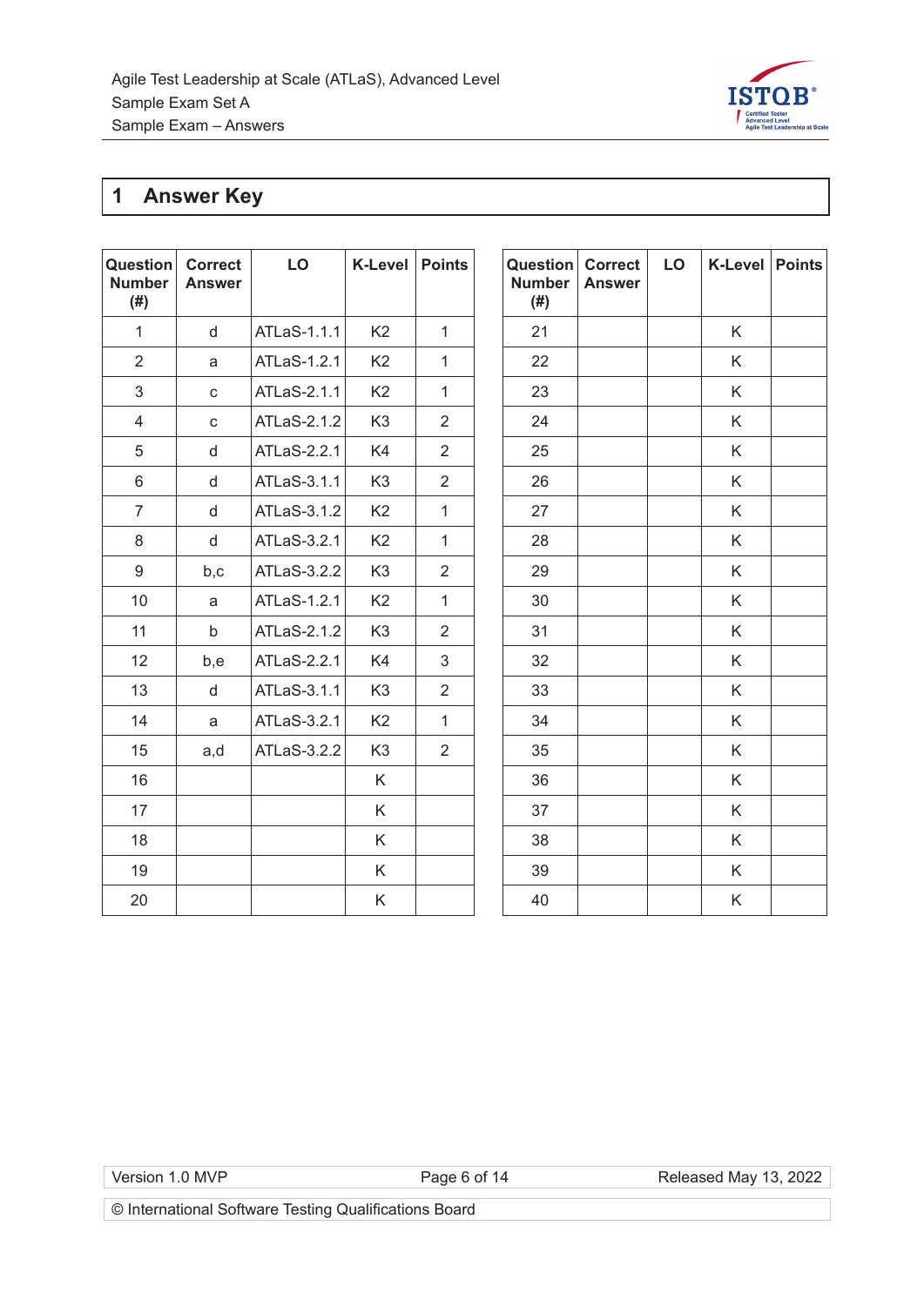# 1 Answer Key

| Question Number (#) | Correct Answer | LO | K-Level | Points |
|---|---|---|---|---|
| 1 | d | ATLaS-1.1.1 | K2 | 1 |
| 2 | a | ATLaS-1.2.1 | K2 | 1 |
| 3 | c | ATLaS-2.1.1 | K2 | 1 |
| 4 | c | ATLaS-2.1.2 | K3 | 2 |
| 5 | d | ATLaS-2.2.1 | K4 | 2 |
| 6 | d | ATLaS-3.1.1 | K3 | 2 |
| 7 | d | ATLaS-3.1.2 | K2 | 1 |
| 8 | d | ATLaS-3.2.1 | K2 | 1 |
| 9 | b,c | ATLaS-3.2.2 | K3 | 2 |
| 10 | a | ATLaS-1.2.1 | K2 | 1 |
| 11 | b | ATLaS-2.1.2 | K3 | 2 |
| 12 | b,e | ATLaS-2.2.1 | K4 | 3 |
| 13 | d | ATLaS-3.1.1 | K3 | 2 |
| 14 | a | ATLaS-3.2.1 | K2 | 1 |
| 15 | a,d | ATLaS-3.2.2 | K3 | 2 |
| 16 | | | K | |
| 17 | | | K | |
| 18 | | | K | |
| 19 | | | K | |
| 20 | | | K | |

| Question Number (#) | Correct Answer | LO | K-Level | Points |
|---|---|---|---|---|
| 21 | | | K | |
| 22 | | | K | |
| 23 | | | K | |
| 24 | | | K | |
| 25 | | | K | |
| 26 | | | K | |
| 27 | | | K | |
| 28 | | | K | |
| 29 | | | K | |
| 30 | | | K | |
| 31 | | | K | |
| 32 | | | K | |
| 33 | | | K | |
| 34 | | | K | |
| 35 | | | K | |
| 36 | | | K | |
| 37 | | | K | |
| 38 | | | K | |
| 39 | | | K | |
| 40 | | | K | |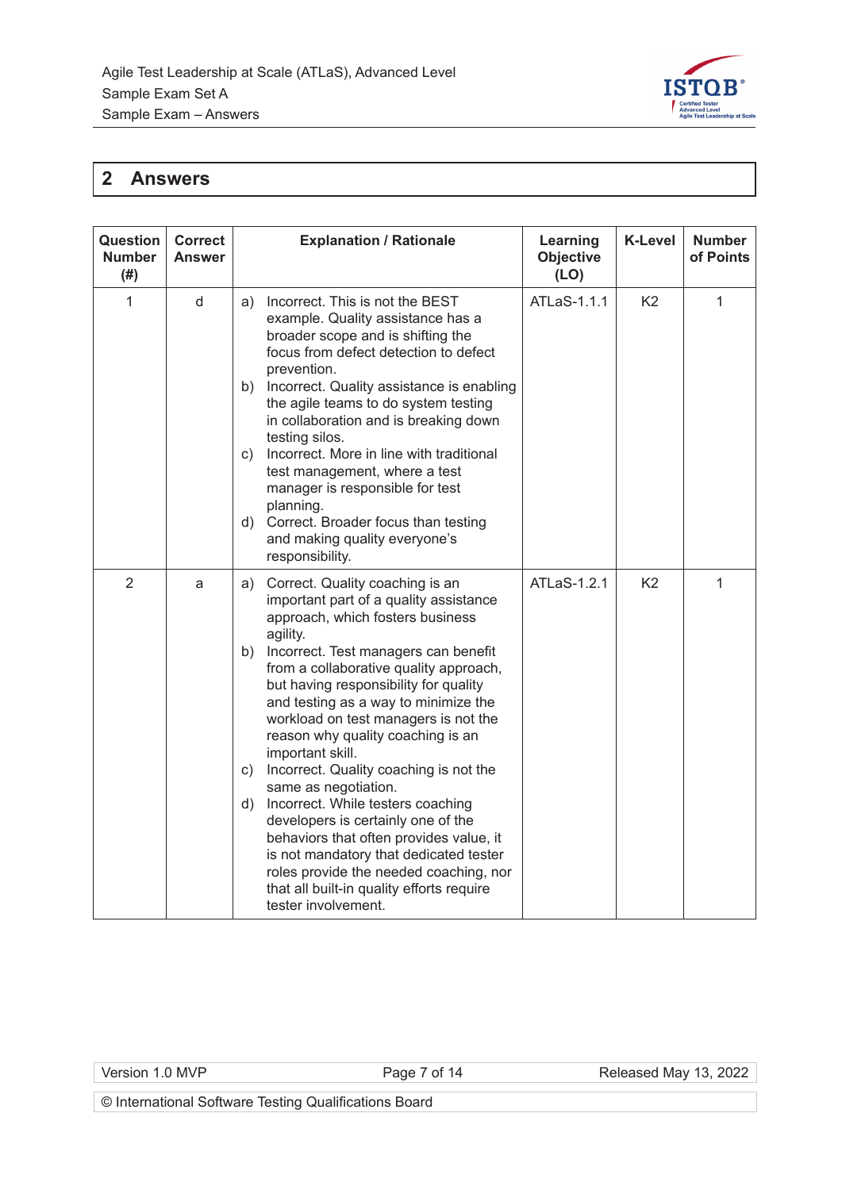## 2 Answers

| Question Number (#) | Correct Answer | Explanation / Rationale | Learning Objective (LO) | K-Level | Number of Points |
|---|---|---|---|---|---|
| 1 | d | a) Incorrect. This is not the BEST example. Quality assistance has a broader scope and is shifting the focus from defect detection to defect prevention.<br>b) Incorrect. Quality assistance is enabling the agile teams to do system testing in collaboration and is breaking down testing silos.<br>c) Incorrect. More in line with traditional test management, where a test manager is responsible for test planning.<br>d) Correct. Broader focus than testing and making quality everyone's responsibility. | ATLaS-1.1.1 | K2 | 1 |
| 2 | a | a) Correct. Quality coaching is an important part of a quality assistance approach, which fosters business agility.<br>b) Incorrect. Test managers can benefit from a collaborative quality approach, but having responsibility for quality and testing as a way to minimize the workload on test managers is not the reason why quality coaching is an important skill.<br>c) Incorrect. Quality coaching is not the same as negotiation.<br>d) Incorrect. While testers coaching developers is certainly one of the behaviors that often provides value, it is not mandatory that dedicated tester roles provide the needed coaching, nor that all built-in quality efforts require tester involvement. | ATLaS-1.2.1 | K2 | 1 |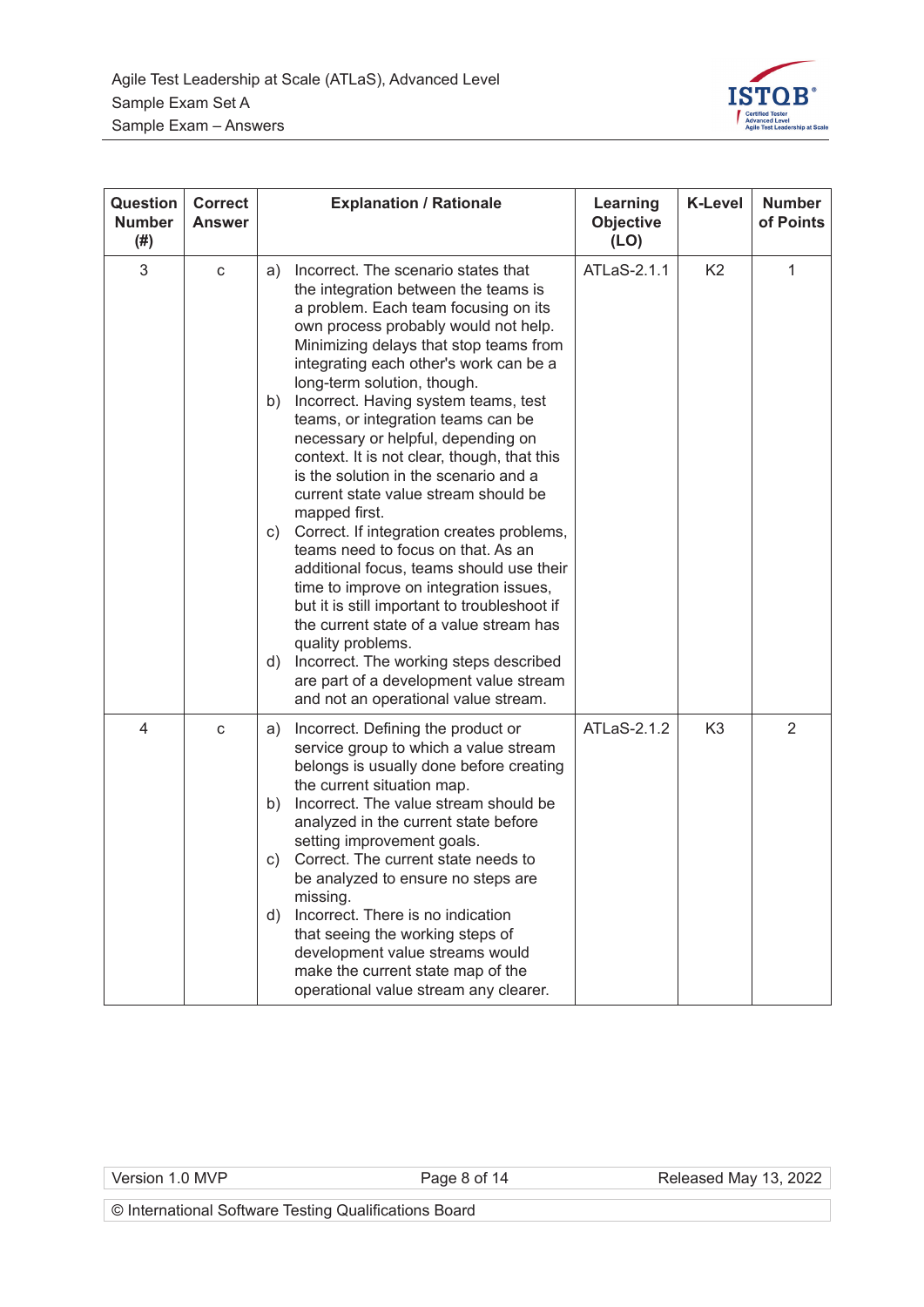| Question Number (#) | Correct Answer | Explanation / Rationale | Learning Objective (LO) | K-Level | Number of Points |
|---|---|---|---|---|---|
| 3 | c | a) Incorrect. The scenario states that the integration between the teams is a problem. Each team focusing on its own process probably would not help. Minimizing delays that stop teams from integrating each other's work can be a long-term solution, though.<br>b) Incorrect. Having system teams, test teams, or integration teams can be necessary or helpful, depending on context. It is not clear, though, that this is the solution in the scenario and a current state value stream should be mapped first.<br>c) Correct. If integration creates problems, teams need to focus on that. As an additional focus, teams should use their time to improve on integration issues, but it is still important to troubleshoot if the current state of a value stream has quality problems.<br>d) Incorrect. The working steps described are part of a development value stream and not an operational value stream. | ATLaS-2.1.1 | K2 | 1 |
| 4 | c | a) Incorrect. Defining the product or service group to which a value stream belongs is usually done before creating the current situation map.<br>b) Incorrect. The value stream should be analyzed in the current state before setting improvement goals.<br>c) Correct. The current state needs to be analyzed to ensure no steps are missing.<br>d) Incorrect. There is no indication that seeing the working steps of development value streams would make the current state map of the operational value stream any clearer. | ATLaS-2.1.2 | K3 | 2 |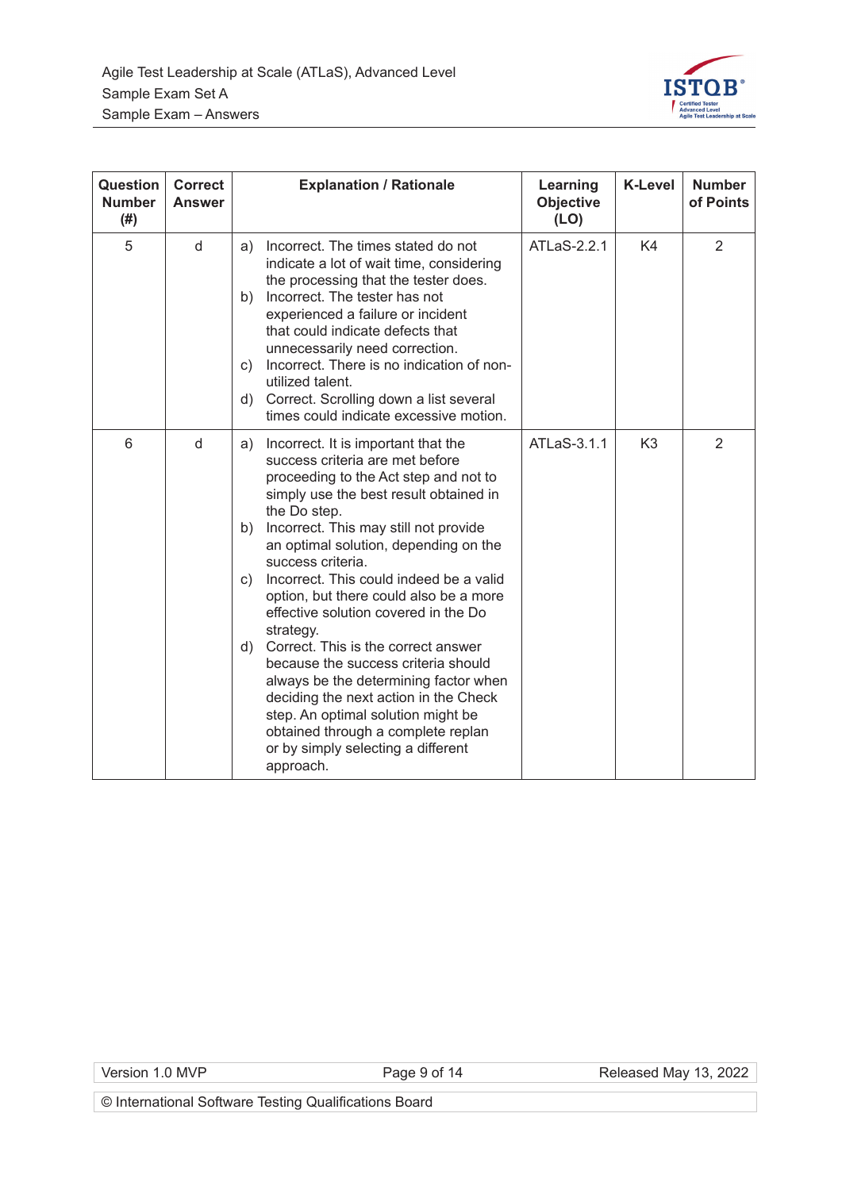| Question Number (#) | Correct Answer | Explanation / Rationale | Learning Objective (LO) | K-Level | Number of Points |
|---|---|---|---|---|---|
| 5 | d | a) Incorrect. The times stated do not indicate a lot of wait time, considering the processing that the tester does.<br>b) Incorrect. The tester has not experienced a failure or incident that could indicate defects that unnecessarily need correction.<br>c) Incorrect. There is no indication of non-utilized talent.<br>d) Correct. Scrolling down a list several times could indicate excessive motion. | ATLaS-2.2.1 | K4 | 2 |
| 6 | d | a) Incorrect. It is important that the success criteria are met before proceeding to the Act step and not to simply use the best result obtained in the Do step.<br>b) Incorrect. This may still not provide an optimal solution, depending on the success criteria.<br>c) Incorrect. This could indeed be a valid option, but there could also be a more effective solution covered in the Do strategy.<br>d) Correct. This is the correct answer because the success criteria should always be the determining factor when deciding the next action in the Check step. An optimal solution might be obtained through a complete replan or by simply selecting a different approach. | ATLaS-3.1.1 | K3 | 2 |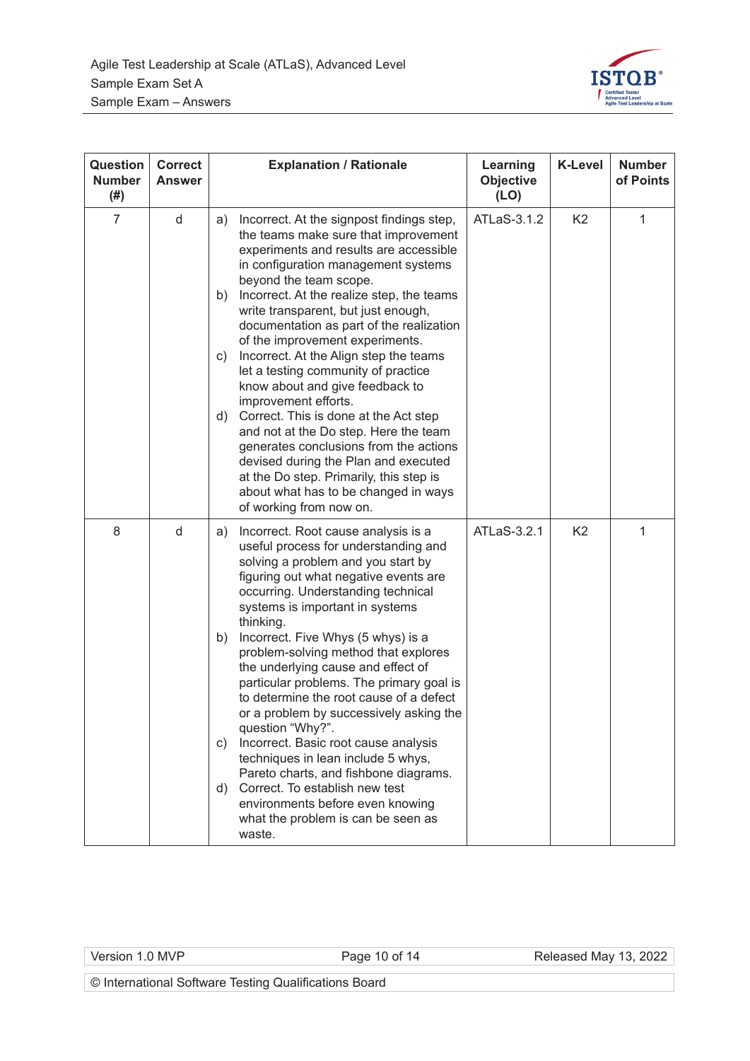| Question Number (#) | Correct Answer | Explanation / Rationale | Learning Objective (LO) | K-Level | Number of Points |
|---|---|---|---|---|---|
| 7 | d | a) Incorrect. At the signpost findings step, the teams make sure that improvement experiments and results are accessible in configuration management systems beyond the team scope.<br>b) Incorrect. At the realize step, the teams write transparent, but just enough, documentation as part of the realization of the improvement experiments.<br>c) Incorrect. At the Align step the teams let a testing community of practice know about and give feedback to improvement efforts.<br>d) Correct. This is done at the Act step and not at the Do step. Here the team generates conclusions from the actions devised during the Plan and executed at the Do step. Primarily, this step is about what has to be changed in ways of working from now on. | ATLaS-3.1.2 | K2 | 1 |
| 8 | d | a) Incorrect. Root cause analysis is a useful process for understanding and solving a problem and you start by figuring out what negative events are occurring. Understanding technical systems is important in systems thinking.<br>b) Incorrect. Five Whys (5 whys) is a problem-solving method that explores the underlying cause and effect of particular problems. The primary goal is to determine the root cause of a defect or a problem by successively asking the question "Why?".<br>c) Incorrect. Basic root cause analysis techniques in lean include 5 whys, Pareto charts, and fishbone diagrams.<br>d) Correct. To establish new test environments before even knowing what the problem is can be seen as waste. | ATLaS-3.2.1 | K2 | 1 |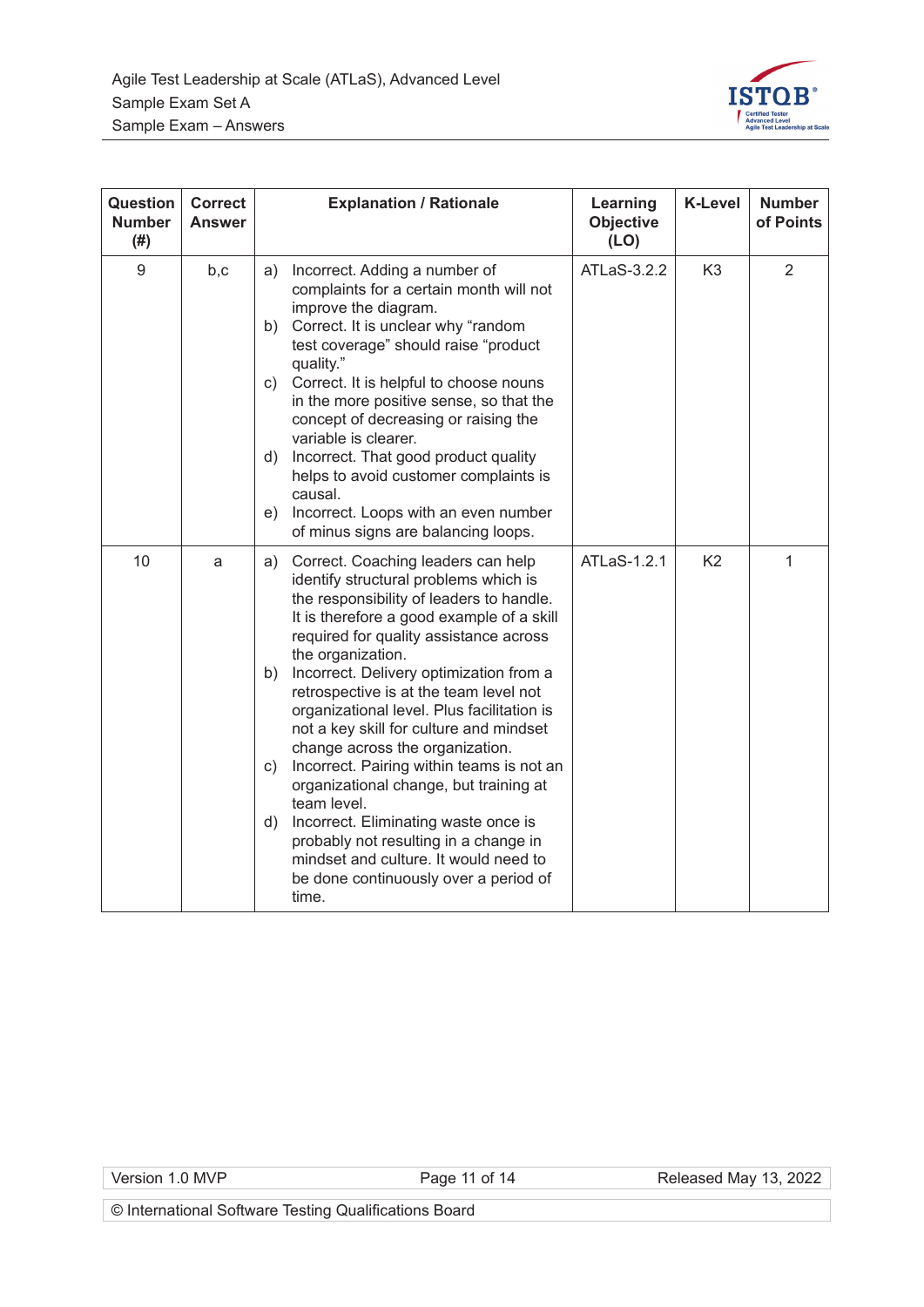| Question Number (#) | Correct Answer | Explanation / Rationale | Learning Objective (LO) | K-Level | Number of Points |
|---|---|---|---|---|---|
| 9 | b,c | a) Incorrect. Adding a number of complaints for a certain month will not improve the diagram.<br>b) Correct. It is unclear why "random test coverage" should raise "product quality."<br>c) Correct. It is helpful to choose nouns in the more positive sense, so that the concept of decreasing or raising the variable is clearer.<br>d) Incorrect. That good product quality helps to avoid customer complaints is causal.<br>e) Incorrect. Loops with an even number of minus signs are balancing loops. | ATLaS-3.2.2 | K3 | 2 |
| 10 | a | a) Correct. Coaching leaders can help identify structural problems which is the responsibility of leaders to handle. It is therefore a good example of a skill required for quality assistance across the organization.<br>b) Incorrect. Delivery optimization from a retrospective is at the team level not organizational level. Plus facilitation is not a key skill for culture and mindset change across the organization.<br>c) Incorrect. Pairing within teams is not an organizational change, but training at team level.<br>d) Incorrect. Eliminating waste once is probably not resulting in a change in mindset and culture. It would need to be done continuously over a period of time. | ATLaS-1.2.1 | K2 | 1 |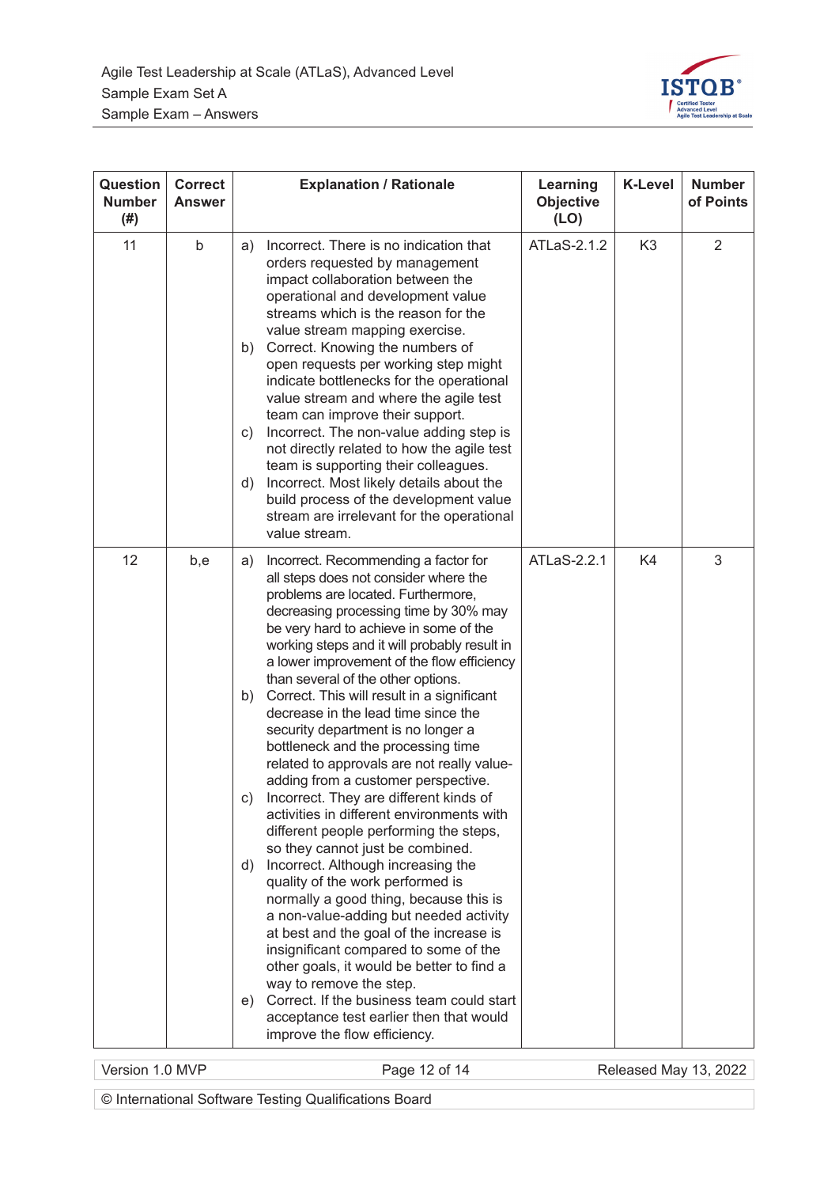| Question Number (#) | Correct Answer | Explanation / Rationale | Learning Objective (LO) | K-Level | Number of Points |
|---|---|---|---|---|---|
| 11 | b | a) Incorrect. There is no indication that orders requested by management impact collaboration between the operational and development value streams which is the reason for the value stream mapping exercise.<br>b) Correct. Knowing the numbers of open requests per working step might indicate bottlenecks for the operational value stream and where the agile test team can improve their support.<br>c) Incorrect. The non-value adding step is not directly related to how the agile test team is supporting their colleagues.<br>d) Incorrect. Most likely details about the build process of the development value stream are irrelevant for the operational value stream. | ATLaS-2.1.2 | K3 | 2 |
| 12 | b,e | a) Incorrect. Recommending a factor for all steps does not consider where the problems are located. Furthermore, decreasing processing time by 30% may be very hard to achieve in some of the working steps and it will probably result in a lower improvement of the flow efficiency than several of the other options.<br>b) Correct. This will result in a significant decrease in the lead time since the security department is no longer a bottleneck and the processing time related to approvals are not really value-adding from a customer perspective.<br>c) Incorrect. They are different kinds of activities in different environments with different people performing the steps, so they cannot just be combined.<br>d) Incorrect. Although increasing the quality of the work performed is normally a good thing, because this is a non-value-adding but needed activity at best and the goal of the increase is insignificant compared to some of the other goals, it would be better to find a way to remove the step.<br>e) Correct. If the business team could start acceptance test earlier then that would improve the flow efficiency. | ATLaS-2.2.1 | K4 | 3 |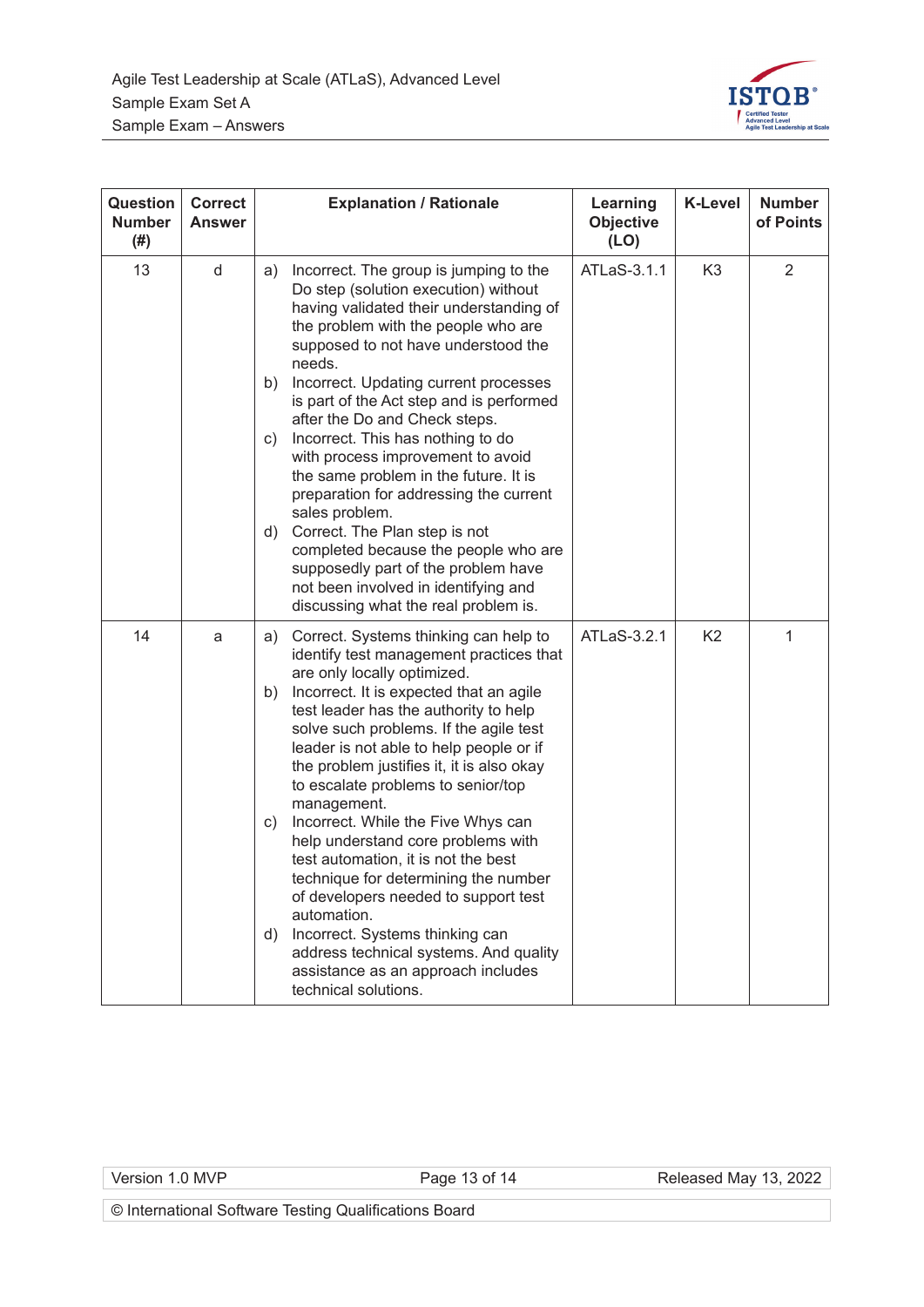| Question Number (#) | Correct Answer | Explanation / Rationale | Learning Objective (LO) | K-Level | Number of Points |
|---|---|---|---|---|---|
| 13 | d | a) Incorrect. The group is jumping to the Do step (solution execution) without having validated their understanding of the problem with the people who are supposed to not have understood the needs.<br>b) Incorrect. Updating current processes is part of the Act step and is performed after the Do and Check steps.<br>c) Incorrect. This has nothing to do with process improvement to avoid the same problem in the future. It is preparation for addressing the current sales problem.<br>d) Correct. The Plan step is not completed because the people who are supposedly part of the problem have not been involved in identifying and discussing what the real problem is. | ATLaS-3.1.1 | K3 | 2 |
| 14 | a | a) Correct. Systems thinking can help to identify test management practices that are only locally optimized.<br>b) Incorrect. It is expected that an agile test leader has the authority to help solve such problems. If the agile test leader is not able to help people or if the problem justifies it, it is also okay to escalate problems to senior/top management.<br>c) Incorrect. While the Five Whys can help understand core problems with test automation, it is not the best technique for determining the number of developers needed to support test automation.<br>d) Incorrect. Systems thinking can address technical systems. And quality assistance as an approach includes technical solutions. | ATLaS-3.2.1 | K2 | 1 |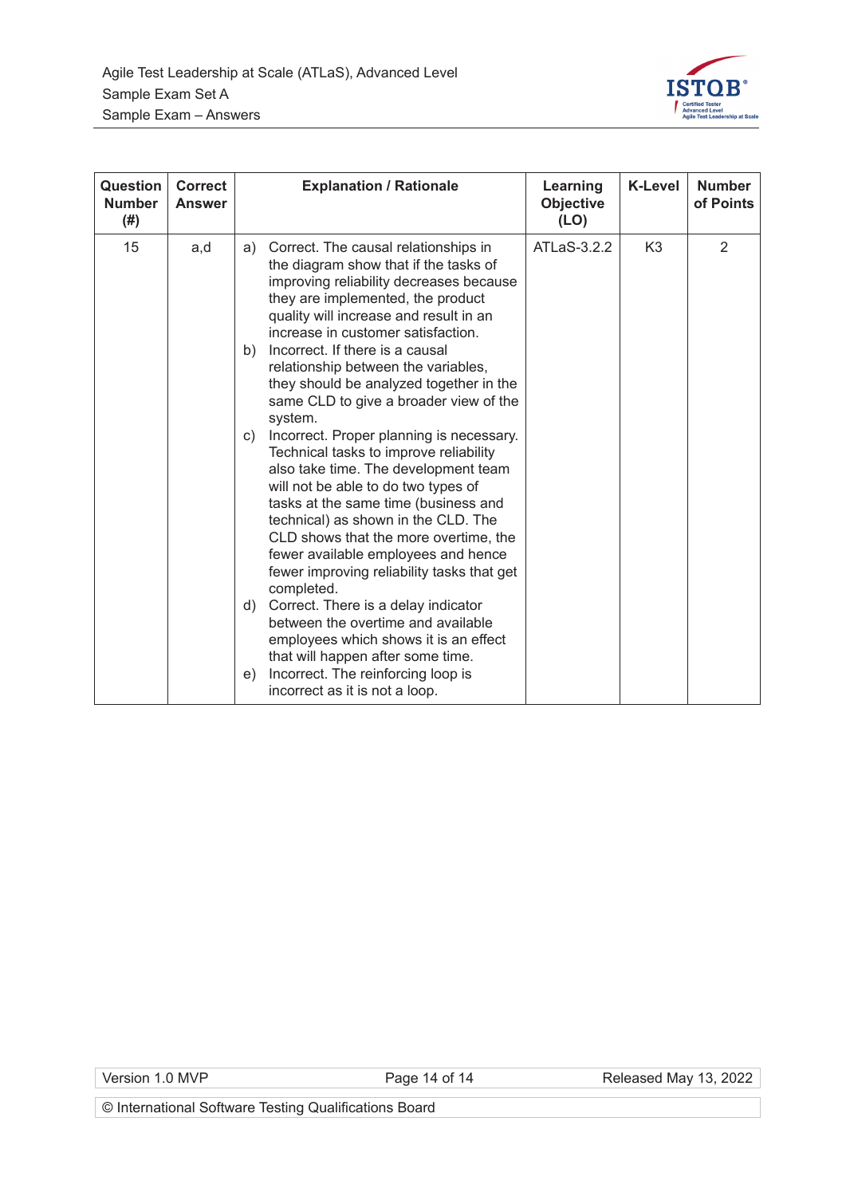| Question Number (#) | Correct Answer | Explanation / Rationale | Learning Objective (LO) | K-Level | Number of Points |
|---|---|---|---|---|---|
| 15 | a,d | a) Correct. The causal relationships in the diagram show that if the tasks of improving reliability decreases because they are implemented, the product quality will increase and result in an increase in customer satisfaction.<br>b) Incorrect. If there is a causal relationship between the variables, they should be analyzed together in the same CLD to give a broader view of the system.<br>c) Incorrect. Proper planning is necessary. Technical tasks to improve reliability also take time. The development team will not be able to do two types of tasks at the same time (business and technical) as shown in the CLD. The CLD shows that the more overtime, the fewer available employees and hence fewer improving reliability tasks that get completed.<br>d) Correct. There is a delay indicator between the overtime and available employees which shows it is an effect that will happen after some time.<br>e) Incorrect. The reinforcing loop is incorrect as it is not a loop. | ATLaS-3.2.2 | K3 | 2 |